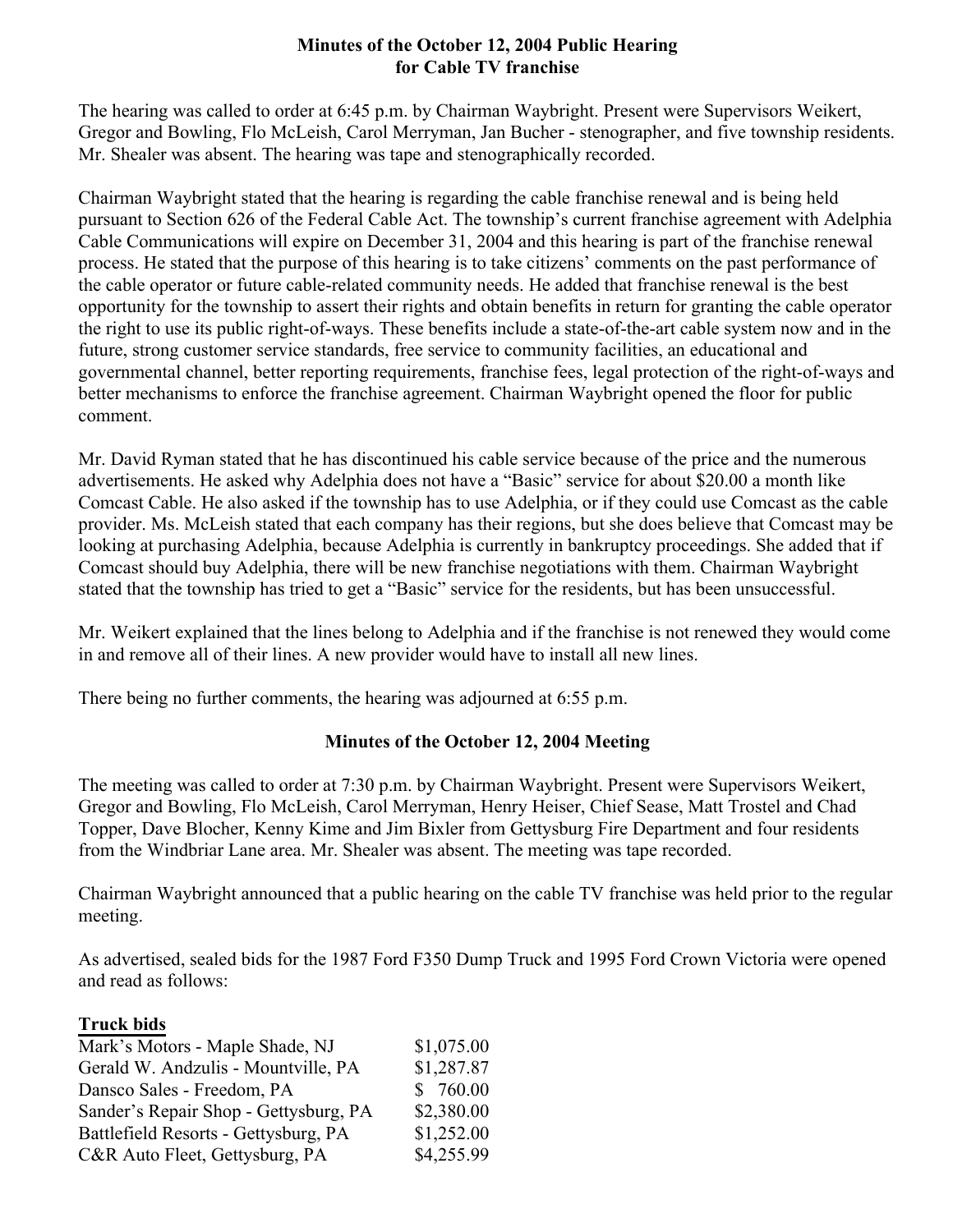**Minutes of the October 12, 2004 Public Hearing for Cable TV franchise**

The hearing was called to order at 6:45 p.m. by Chairman Waybright. Present were Supervisors Weikert, Gregor and Bowling, Flo McLeish, Carol Merryman, Jan Bucher - stenographer, and five township residents. Mr. Shealer was absent. The hearing was tape and stenographically recorded.

Chairman Waybright stated that the hearing is regarding the cable franchise renewal and is being held pursuant to Section 626 of the Federal Cable Act. The township's current franchise agreement with Adelphia Cable Communications will expire on December 31, 2004 and this hearing is part of the franchise renewal process. He stated that the purpose of this hearing is to take citizens' comments on the past performance of the cable operator or future cable-related community needs. He added that franchise renewal is the best opportunity for the township to assert their rights and obtain benefits in return for granting the cable operator the right to use its public right-of-ways. These benefits include a state-of-the-art cable system now and in the future, strong customer service standards, free service to community facilities, an educational and governmental channel, better reporting requirements, franchise fees, legal protection of the right-of-ways and better mechanisms to enforce the franchise agreement. Chairman Waybright opened the floor for public comment.

Mr. David Ryman stated that he has discontinued his cable service because of the price and the numerous advertisements. He asked why Adelphia does not have a "Basic" service for about $20.00 a month like Comcast Cable. He also asked if the township has to use Adelphia, or if they could use Comcast as the cable provider. Ms. McLeish stated that each company has their regions, but she does believe that Comcast may be looking at purchasing Adelphia, because Adelphia is currently in bankruptcy proceedings. She added that if Comcast should buy Adelphia, there will be new franchise negotiations with them. Chairman Waybright stated that the township has tried to get a "Basic" service for the residents, but has been unsuccessful.

Mr. Weikert explained that the lines belong to Adelphia and if the franchise is not renewed they would come in and remove all of their lines. A new provider would have to install all new lines.

There being no further comments, the hearing was adjourned at 6:55 p.m.

**Minutes of the October 12, 2004 Meeting**

The meeting was called to order at 7:30 p.m. by Chairman Waybright. Present were Supervisors Weikert, Gregor and Bowling, Flo McLeish, Carol Merryman, Henry Heiser, Chief Sease, Matt Trostel and Chad Topper, Dave Blocher, Kenny Kime and Jim Bixler from Gettysburg Fire Department and four residents from the Windbriar Lane area. Mr. Shealer was absent. The meeting was tape recorded.

Chairman Waybright announced that a public hearing on the cable TV franchise was held prior to the regular meeting.

As advertised, sealed bids for the 1987 Ford F350 Dump Truck and 1995 Ford Crown Victoria were opened and read as follows:

**Truck bids**

| | |
|---|---|
| Mark's Motors - Maple Shade, NJ | $1,075.00 |
| Gerald W. Andzulis - Mountville, PA | $1,287.87 |
| Dansco Sales - Freedom, PA | $ 760.00 |
| Sander's Repair Shop - Gettysburg, PA | $2,380.00 |
| Battlefield Resorts - Gettysburg, PA | $1,252.00 |
| C&R Auto Fleet, Gettysburg, PA | $4,255.99 |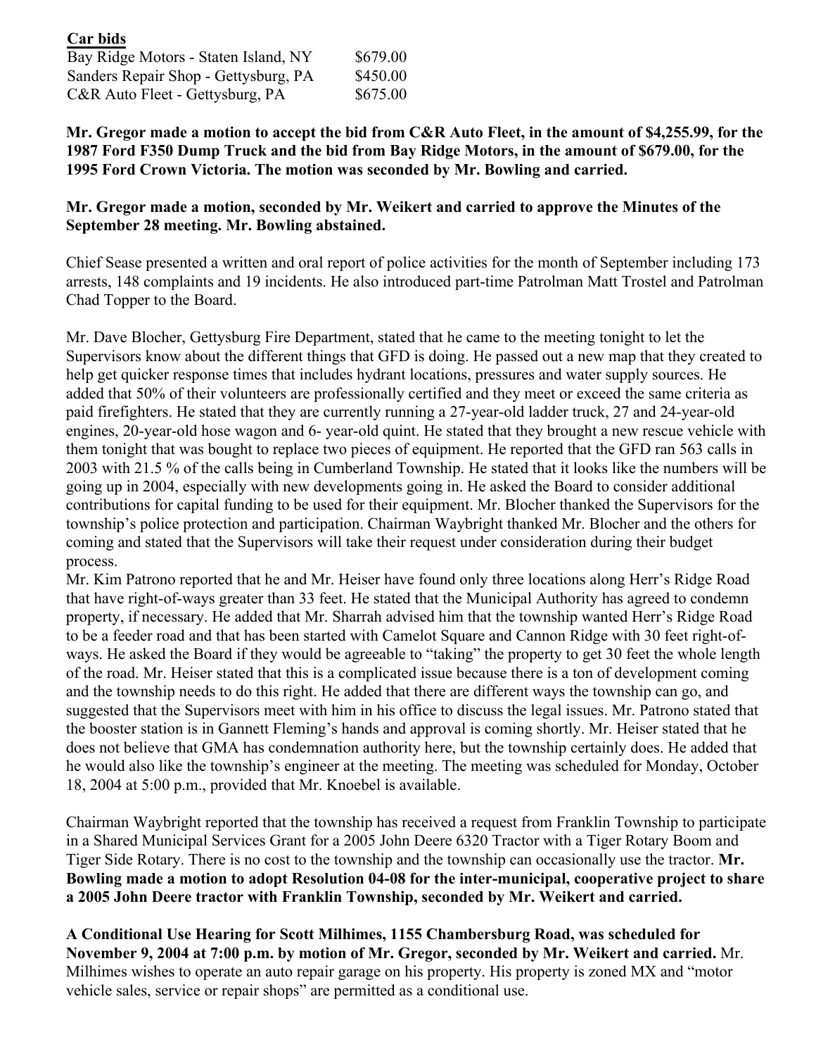**Car bids**

| | |
|---|---|
| Bay Ridge Motors - Staten Island, NY | \$679.00 |
| Sanders Repair Shop - Gettysburg, PA | \$450.00 |
| C&R Auto Fleet - Gettysburg, PA | \$675.00 |

**Mr. Gregor made a motion to accept the bid from C&R Auto Fleet, in the amount of \$4,255.99, for the 1987 Ford F350 Dump Truck and the bid from Bay Ridge Motors, in the amount of \$679.00, for the 1995 Ford Crown Victoria. The motion was seconded by Mr. Bowling and carried.**

**Mr. Gregor made a motion, seconded by Mr. Weikert and carried to approve the Minutes of the September 28 meeting. Mr. Bowling abstained.**

Chief Sease presented a written and oral report of police activities for the month of September including 173 arrests, 148 complaints and 19 incidents. He also introduced part-time Patrolman Matt Trostel and Patrolman Chad Topper to the Board.

Mr. Dave Blocher, Gettysburg Fire Department, stated that he came to the meeting tonight to let the Supervisors know about the different things that GFD is doing. He passed out a new map that they created to help get quicker response times that includes hydrant locations, pressures and water supply sources. He added that 50% of their volunteers are professionally certified and they meet or exceed the same criteria as paid firefighters. He stated that they are currently running a 27-year-old ladder truck, 27 and 24-year-old engines, 20-year-old hose wagon and 6- year-old quint. He stated that they brought a new rescue vehicle with them tonight that was bought to replace two pieces of equipment. He reported that the GFD ran 563 calls in 2003 with 21.5 % of the calls being in Cumberland Township. He stated that it looks like the numbers will be going up in 2004, especially with new developments going in. He asked the Board to consider additional contributions for capital funding to be used for their equipment. Mr. Blocher thanked the Supervisors for the township's police protection and participation. Chairman Waybright thanked Mr. Blocher and the others for coming and stated that the Supervisors will take their request under consideration during their budget process.

Mr. Kim Patrono reported that he and Mr. Heiser have found only three locations along Herr's Ridge Road that have right-of-ways greater than 33 feet. He stated that the Municipal Authority has agreed to condemn property, if necessary. He added that Mr. Sharrah advised him that the township wanted Herr's Ridge Road to be a feeder road and that has been started with Camelot Square and Cannon Ridge with 30 feet right-of-ways. He asked the Board if they would be agreeable to "taking" the property to get 30 feet the whole length of the road. Mr. Heiser stated that this is a complicated issue because there is a ton of development coming and the township needs to do this right. He added that there are different ways the township can go, and suggested that the Supervisors meet with him in his office to discuss the legal issues. Mr. Patrono stated that the booster station is in Gannett Fleming's hands and approval is coming shortly. Mr. Heiser stated that he does not believe that GMA has condemnation authority here, but the township certainly does. He added that he would also like the township's engineer at the meeting. The meeting was scheduled for Monday, October 18, 2004 at 5:00 p.m., provided that Mr. Knoebel is available.

Chairman Waybright reported that the township has received a request from Franklin Township to participate in a Shared Municipal Services Grant for a 2005 John Deere 6320 Tractor with a Tiger Rotary Boom and Tiger Side Rotary. There is no cost to the township and the township can occasionally use the tractor. **Mr. Bowling made a motion to adopt Resolution 04-08 for the inter-municipal, cooperative project to share a 2005 John Deere tractor with Franklin Township, seconded by Mr. Weikert and carried.**

**A Conditional Use Hearing for Scott Milhimes, 1155 Chambersburg Road, was scheduled for November 9, 2004 at 7:00 p.m. by motion of Mr. Gregor, seconded by Mr. Weikert and carried.** Mr. Milhimes wishes to operate an auto repair garage on his property. His property is zoned MX and "motor vehicle sales, service or repair shops" are permitted as a conditional use.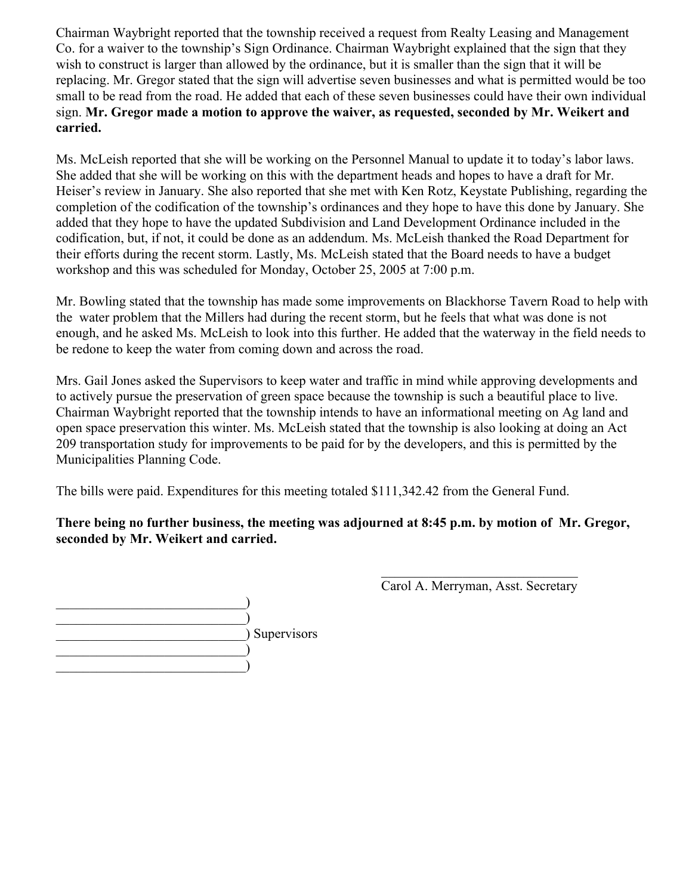Chairman Waybright reported that the township received a request from Realty Leasing and Management Co. for a waiver to the township's Sign Ordinance. Chairman Waybright explained that the sign that they wish to construct is larger than allowed by the ordinance, but it is smaller than the sign that it will be replacing. Mr. Gregor stated that the sign will advertise seven businesses and what is permitted would be too small to be read from the road. He added that each of these seven businesses could have their own individual sign. **Mr. Gregor made a motion to approve the waiver, as requested, seconded by Mr. Weikert and carried.**

Ms. McLeish reported that she will be working on the Personnel Manual to update it to today's labor laws. She added that she will be working on this with the department heads and hopes to have a draft for Mr. Heiser's review in January. She also reported that she met with Ken Rotz, Keystate Publishing, regarding the completion of the codification of the township's ordinances and they hope to have this done by January. She added that they hope to have the updated Subdivision and Land Development Ordinance included in the codification, but, if not, it could be done as an addendum. Ms. McLeish thanked the Road Department for their efforts during the recent storm. Lastly, Ms. McLeish stated that the Board needs to have a budget workshop and this was scheduled for Monday, October 25, 2005 at 7:00 p.m.

Mr. Bowling stated that the township has made some improvements on Blackhorse Tavern Road to help with the water problem that the Millers had during the recent storm, but he feels that what was done is not enough, and he asked Ms. McLeish to look into this further. He added that the waterway in the field needs to be redone to keep the water from coming down and across the road.

Mrs. Gail Jones asked the Supervisors to keep water and traffic in mind while approving developments and to actively pursue the preservation of green space because the township is such a beautiful place to live. Chairman Waybright reported that the township intends to have an informational meeting on Ag land and open space preservation this winter. Ms. McLeish stated that the township is also looking at doing an Act 209 transportation study for improvements to be paid for by the developers, and this is permitted by the Municipalities Planning Code.

The bills were paid. Expenditures for this meeting totaled $111,342.42 from the General Fund.

**There being no further business, the meeting was adjourned at 8:45 p.m. by motion of Mr. Gregor, seconded by Mr. Weikert and carried.**

______________________________
Carol A. Merryman, Asst. Secretary

______________________________)
______________________________)
______________________________) Supervisors
______________________________)
______________________________)